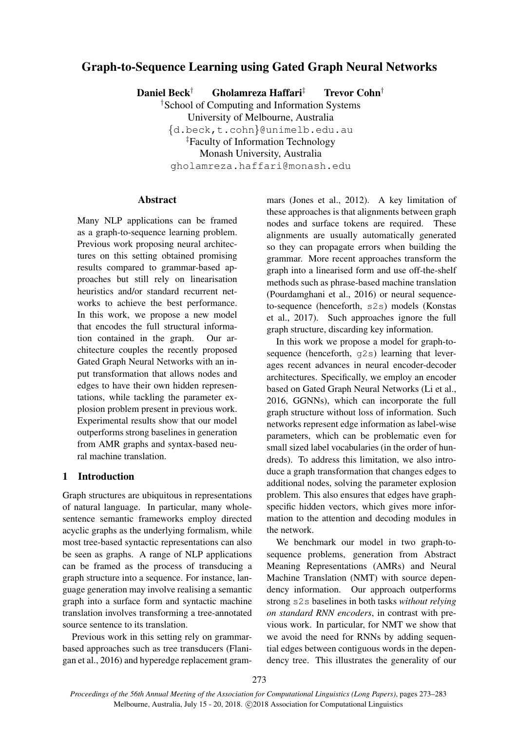# Graph-to-Sequence Learning using Gated Graph Neural Networks

**Daniel Beck**[†] **Gholamreza Haffari**[‡] **Trevor Cohn**[†]

[†]School of Computing and Information Systems
University of Melbourne, Australia
{d.beck,t.cohn}@unimelb.edu.au
[‡]Faculty of Information Technology
Monash University, Australia
gholamreza.haffari@monash.edu

## Abstract

Many NLP applications can be framed as a graph-to-sequence learning problem. Previous work proposing neural architectures on this setting obtained promising results compared to grammar-based approaches but still rely on linearisation heuristics and/or standard recurrent networks to achieve the best performance. In this work, we propose a new model that encodes the full structural information contained in the graph. Our architecture couples the recently proposed Gated Graph Neural Networks with an input transformation that allows nodes and edges to have their own hidden representations, while tackling the parameter explosion problem present in previous work. Experimental results show that our model outperforms strong baselines in generation from AMR graphs and syntax-based neural machine translation.

## 1 Introduction

Graph structures are ubiquitous in representations of natural language. In particular, many whole-sentence semantic frameworks employ directed acyclic graphs as the underlying formalism, while most tree-based syntactic representations can also be seen as graphs. A range of NLP applications can be framed as the process of transducing a graph structure into a sequence. For instance, language generation may involve realising a semantic graph into a surface form and syntactic machine translation involves transforming a tree-annotated source sentence to its translation.

Previous work in this setting rely on grammar-based approaches such as tree transducers (Flanigan et al., 2016) and hyperedge replacement grammars (Jones et al., 2012). A key limitation of these approaches is that alignments between graph nodes and surface tokens are required. These alignments are usually automatically generated so they can propagate errors when building the grammar. More recent approaches transform the graph into a linearised form and use off-the-shelf methods such as phrase-based machine translation (Pourdamghani et al., 2016) or neural sequence-to-sequence (henceforth, `s2s`) models (Konstas et al., 2017). Such approaches ignore the full graph structure, discarding key information.

In this work we propose a model for graph-to-sequence (henceforth, `g2s`) learning that leverages recent advances in neural encoder-decoder architectures. Specifically, we employ an encoder based on Gated Graph Neural Networks (Li et al., 2016, GGNNs), which can incorporate the full graph structure without loss of information. Such networks represent edge information as label-wise parameters, which can be problematic even for small sized label vocabularies (in the order of hundreds). To address this limitation, we also introduce a graph transformation that changes edges to additional nodes, solving the parameter explosion problem. This also ensures that edges have graph-specific hidden vectors, which gives more information to the attention and decoding modules in the network.

We benchmark our model in two graph-to-sequence problems, generation from Abstract Meaning Representations (AMRs) and Neural Machine Translation (NMT) with source dependency information. Our approach outperforms strong `s2s` baselines in both tasks *without relying on standard RNN encoders*, in contrast with previous work. In particular, for NMT we show that we avoid the need for RNNs by adding sequential edges between contiguous words in the dependency tree. This illustrates the generality of our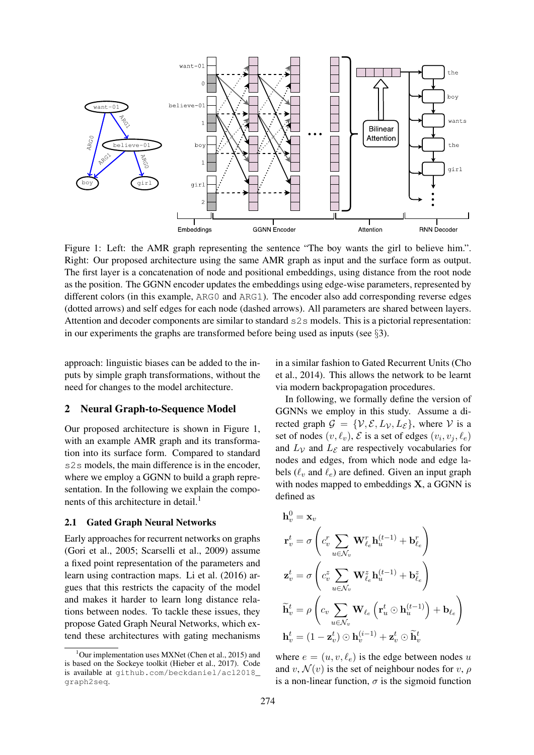Figure 1: Left: the AMR graph representing the sentence "The boy wants the girl to believe him.". Right: Our proposed architecture using the same AMR graph as input and the surface form as output. The first layer is a concatenation of node and positional embeddings, using distance from the root node as the position. The GGNN encoder updates the embeddings using edge-wise parameters, represented by different colors (in this example, ARG0 and ARG1). The encoder also add corresponding reverse edges (dotted arrows) and self edges for each node (dashed arrows). All parameters are shared between layers. Attention and decoder components are similar to standard s2s models. This is a pictorial representation: in our experiments the graphs are transformed before being used as inputs (see §3).

approach: linguistic biases can be added to the inputs by simple graph transformations, without the need for changes to the model architecture.

## 2 Neural Graph-to-Sequence Model

Our proposed architecture is shown in Figure 1, with an example AMR graph and its transformation into its surface form. Compared to standard s2s models, the main difference is in the encoder, where we employ a GGNN to build a graph representation. In the following we explain the components of this architecture in detail.[1]

### 2.1 Gated Graph Neural Networks

Early approaches for recurrent networks on graphs (Gori et al., 2005; Scarselli et al., 2009) assume a fixed point representation of the parameters and learn using contraction maps. Li et al. (2016) argues that this restricts the capacity of the model and makes it harder to learn long distance relations between nodes. To tackle these issues, they propose Gated Graph Neural Networks, which extend these architectures with gating mechanisms in a similar fashion to Gated Recurrent Units (Cho et al., 2014). This allows the network to be learnt via modern backpropagation procedures.

In following, we formally define the version of GGNNs we employ in this study. Assume a directed graph $\mathcal{G} = \{\mathcal{V}, \mathcal{E}, L_\mathcal{V}, L_\mathcal{E}\}$, where $\mathcal{V}$ is a set of nodes $(v, \ell_v)$, $\mathcal{E}$ is a set of edges $(v_i, v_j, \ell_e)$ and $L_\mathcal{V}$ and $L_\mathcal{E}$ are respectively vocabularies for nodes and edges, from which node and edge labels ($\ell_v$ and $\ell_e$) are defined. Given an input graph with nodes mapped to embeddings $\mathbf{X}$, a GGNN is defined as

$$\mathbf{h}_v^0 = \mathbf{x}_v$$

$$\mathbf{r}_v^t = \sigma\left(c_v^r \sum_{u \in \mathcal{N}_v} \mathbf{W}_{\ell_e}^r \mathbf{h}_u^{(t-1)} + \mathbf{b}_{\ell_e}^r\right)$$

$$\mathbf{z}_v^t = \sigma\left(c_v^z \sum_{u \in \mathcal{N}_v} \mathbf{W}_{\ell_e}^z \mathbf{h}_u^{(t-1)} + \mathbf{b}_{\ell_e}^z\right)$$

$$\widetilde{\mathbf{h}}_v^t = \rho\left(c_v \sum_{u \in \mathcal{N}_v} \mathbf{W}_{\ell_e}\left(\mathbf{r}_u^t \odot \mathbf{h}_u^{(t-1)}\right) + \mathbf{b}_{\ell_e}\right)$$

$$\mathbf{h}_v^t = (1 - \mathbf{z}_v^t) \odot \mathbf{h}_v^{(i-1)} + \mathbf{z}_v^t \odot \widetilde{\mathbf{h}}_v^t$$

where $e = (u, v, \ell_e)$ is the edge between nodes $u$ and $v$, $\mathcal{N}(v)$ is the set of neighbour nodes for $v$, $\rho$ is a non-linear function, $\sigma$ is the sigmoid function

[1] Our implementation uses MXNet (Chen et al., 2015) and is based on the Sockeye toolkit (Hieber et al., 2017). Code is available at github.com/beckdaniel/acl2018_graph2seq.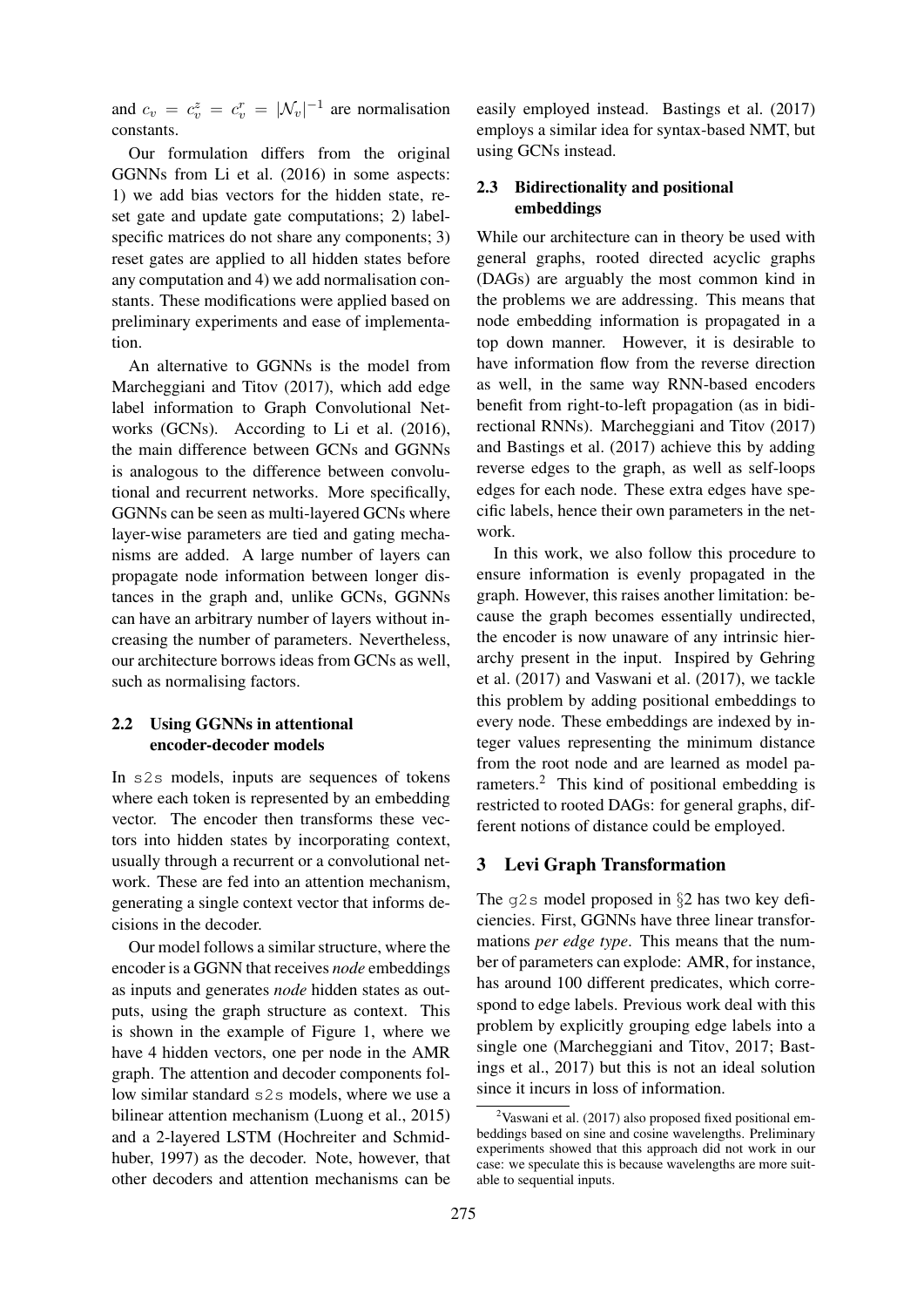and $c_v = c_v^z = c_v^r = |\mathcal{N}_v|^{-1}$ are normalisation constants.

Our formulation differs from the original GGNNs from Li et al. (2016) in some aspects: 1) we add bias vectors for the hidden state, reset gate and update gate computations; 2) label-specific matrices do not share any components; 3) reset gates are applied to all hidden states before any computation and 4) we add normalisation constants. These modifications were applied based on preliminary experiments and ease of implementation.

An alternative to GGNNs is the model from Marcheggiani and Titov (2017), which add edge label information to Graph Convolutional Networks (GCNs). According to Li et al. (2016), the main difference between GCNs and GGNNs is analogous to the difference between convolutional and recurrent networks. More specifically, GGNNs can be seen as multi-layered GCNs where layer-wise parameters are tied and gating mechanisms are added. A large number of layers can propagate node information between longer distances in the graph and, unlike GCNs, GGNNs can have an arbitrary number of layers without increasing the number of parameters. Nevertheless, our architecture borrows ideas from GCNs as well, such as normalising factors.

### 2.2 Using GGNNs in attentional encoder-decoder models

In s2s models, inputs are sequences of tokens where each token is represented by an embedding vector. The encoder then transforms these vectors into hidden states by incorporating context, usually through a recurrent or a convolutional network. These are fed into an attention mechanism, generating a single context vector that informs decisions in the decoder.

Our model follows a similar structure, where the encoder is a GGNN that receives *node* embeddings as inputs and generates *node* hidden states as outputs, using the graph structure as context. This is shown in the example of Figure 1, where we have 4 hidden vectors, one per node in the AMR graph. The attention and decoder components follow similar standard s2s models, where we use a bilinear attention mechanism (Luong et al., 2015) and a 2-layered LSTM (Hochreiter and Schmidhuber, 1997) as the decoder. Note, however, that other decoders and attention mechanisms can be easily employed instead. Bastings et al. (2017) employs a similar idea for syntax-based NMT, but using GCNs instead.

### 2.3 Bidirectionality and positional embeddings

While our architecture can in theory be used with general graphs, rooted directed acyclic graphs (DAGs) are arguably the most common kind in the problems we are addressing. This means that node embedding information is propagated in a top down manner. However, it is desirable to have information flow from the reverse direction as well, in the same way RNN-based encoders benefit from right-to-left propagation (as in bidirectional RNNs). Marcheggiani and Titov (2017) and Bastings et al. (2017) achieve this by adding reverse edges to the graph, as well as self-loops edges for each node. These extra edges have specific labels, hence their own parameters in the network.

In this work, we also follow this procedure to ensure information is evenly propagated in the graph. However, this raises another limitation: because the graph becomes essentially undirected, the encoder is now unaware of any intrinsic hierarchy present in the input. Inspired by Gehring et al. (2017) and Vaswani et al. (2017), we tackle this problem by adding positional embeddings to every node. These embeddings are indexed by integer values representing the minimum distance from the root node and are learned as model parameters.[2] This kind of positional embedding is restricted to rooted DAGs: for general graphs, different notions of distance could be employed.

## 3 Levi Graph Transformation

The g2s model proposed in §2 has two key deficiencies. First, GGNNs have three linear transformations *per edge type*. This means that the number of parameters can explode: AMR, for instance, has around 100 different predicates, which correspond to edge labels. Previous work deal with this problem by explicitly grouping edge labels into a single one (Marcheggiani and Titov, 2017; Bastings et al., 2017) but this is not an ideal solution since it incurs in loss of information.

[2] Vaswani et al. (2017) also proposed fixed positional embeddings based on sine and cosine wavelengths. Preliminary experiments showed that this approach did not work in our case: we speculate this is because wavelengths are more suitable to sequential inputs.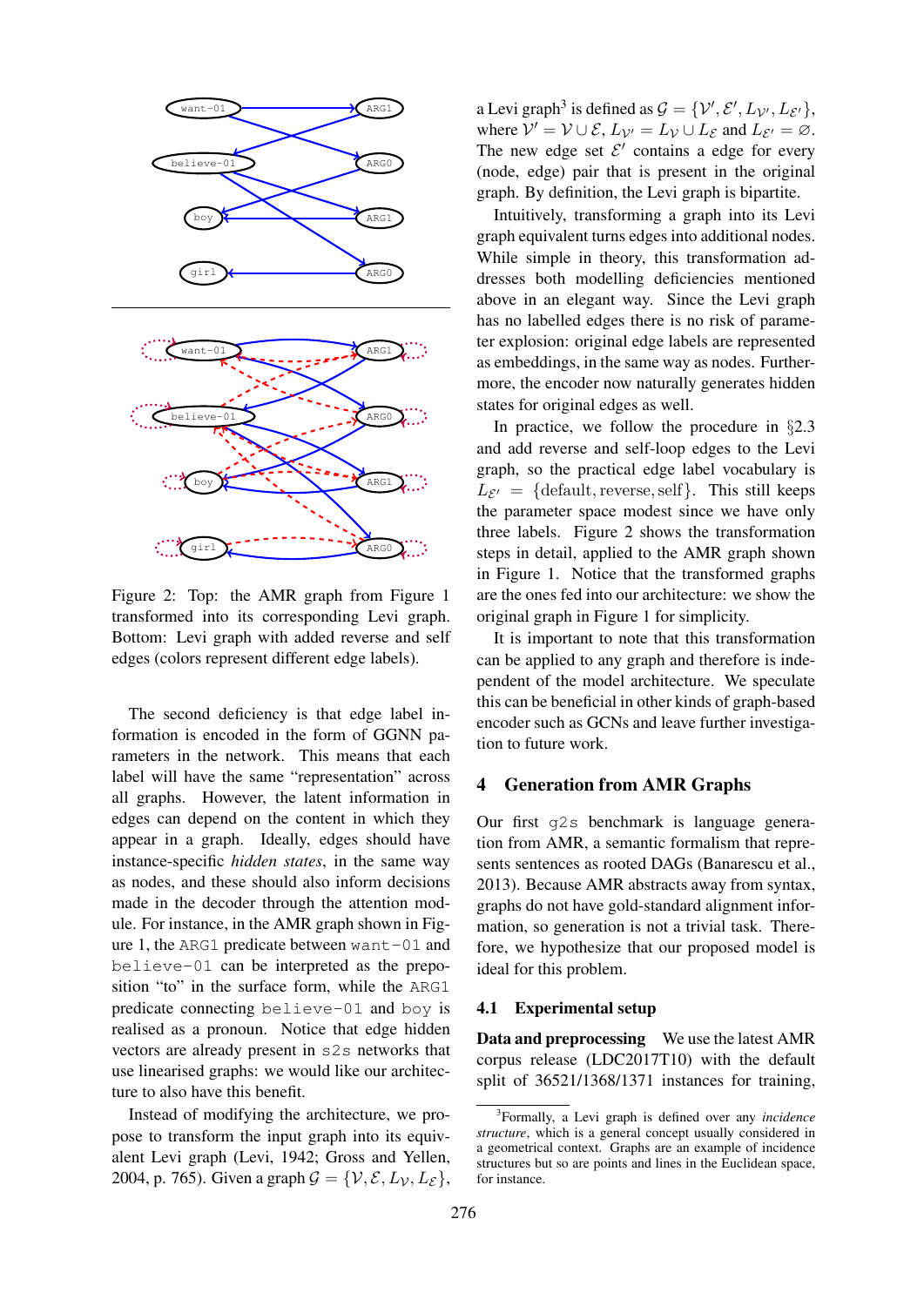Figure 2: Top: the AMR graph from Figure 1 transformed into its corresponding Levi graph. Bottom: Levi graph with added reverse and self edges (colors represent different edge labels).

The second deficiency is that edge label information is encoded in the form of GGNN parameters in the network. This means that each label will have the same "representation" across all graphs. However, the latent information in edges can depend on the content in which they appear in a graph. Ideally, edges should have instance-specific *hidden states*, in the same way as nodes, and these should also inform decisions made in the decoder through the attention module. For instance, in the AMR graph shown in Figure 1, the `ARG1` predicate between `want-01` and `believe-01` can be interpreted as the preposition "to" in the surface form, while the `ARG1` predicate connecting `believe-01` and `boy` is realised as a pronoun. Notice that edge hidden vectors are already present in `s2s` networks that use linearised graphs: we would like our architecture to also have this benefit.

Instead of modifying the architecture, we propose to transform the input graph into its equivalent Levi graph (Levi, 1942; Gross and Yellen, 2004, p. 765). Given a graph $\mathcal{G} = \{\mathcal{V}, \mathcal{E}, L_{\mathcal{V}}, L_{\mathcal{E}}\}$, a Levi graph[3] is defined as $\mathcal{G} = \{\mathcal{V}', \mathcal{E}', L_{\mathcal{V}'}, L_{\mathcal{E}'}\}$, where $\mathcal{V}' = \mathcal{V} \cup \mathcal{E}$, $L_{\mathcal{V}'} = L_{\mathcal{V}} \cup L_{\mathcal{E}}$ and $L_{\mathcal{E}'} = \varnothing$. The new edge set $\mathcal{E}'$ contains a edge for every (node, edge) pair that is present in the original graph. By definition, the Levi graph is bipartite.

Intuitively, transforming a graph into its Levi graph equivalent turns edges into additional nodes. While simple in theory, this transformation addresses both modelling deficiencies mentioned above in an elegant way. Since the Levi graph has no labelled edges there is no risk of parameter explosion: original edge labels are represented as embeddings, in the same way as nodes. Furthermore, the encoder now naturally generates hidden states for original edges as well.

In practice, we follow the procedure in §2.3 and add reverse and self-loop edges to the Levi graph, so the practical edge label vocabulary is $L_{\mathcal{E}'} = \{\text{default}, \text{reverse}, \text{self}\}$. This still keeps the parameter space modest since we have only three labels. Figure 2 shows the transformation steps in detail, applied to the AMR graph shown in Figure 1. Notice that the transformed graphs are the ones fed into our architecture: we show the original graph in Figure 1 for simplicity.

It is important to note that this transformation can be applied to any graph and therefore is independent of the model architecture. We speculate this can be beneficial in other kinds of graph-based encoder such as GCNs and leave further investigation to future work.

## 4 Generation from AMR Graphs

Our first `g2s` benchmark is language generation from AMR, a semantic formalism that represents sentences as rooted DAGs (Banarescu et al., 2013). Because AMR abstracts away from syntax, graphs do not have gold-standard alignment information, so generation is not a trivial task. Therefore, we hypothesize that our proposed model is ideal for this problem.

### 4.1 Experimental setup

**Data and preprocessing** We use the latest AMR corpus release (LDC2017T10) with the default split of 36521/1368/1371 instances for training,

[3] Formally, a Levi graph is defined over any *incidence structure*, which is a general concept usually considered in a geometrical context. Graphs are an example of incidence structures but so are points and lines in the Euclidean space, for instance.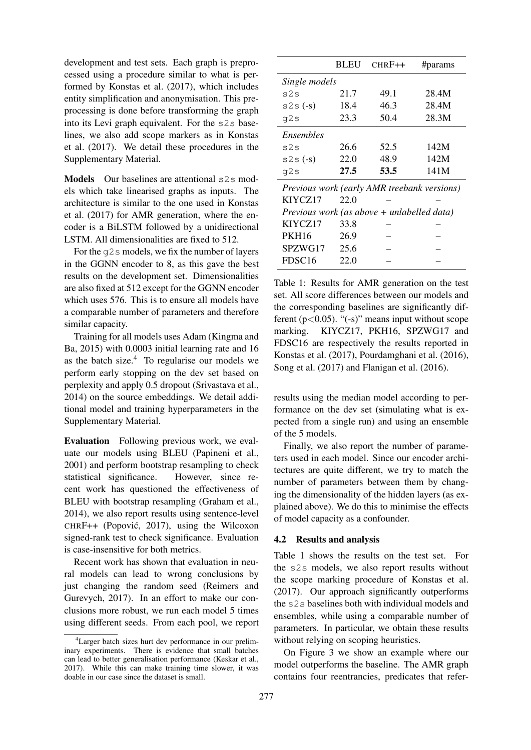development and test sets. Each graph is preprocessed using a procedure similar to what is performed by Konstas et al. (2017), which includes entity simplification and anonymisation. This preprocessing is done before transforming the graph into its Levi graph equivalent. For the s2s baselines, we also add scope markers as in Konstas et al. (2017). We detail these procedures in the Supplementary Material.

**Models** Our baselines are attentional s2s models which take linearised graphs as inputs. The architecture is similar to the one used in Konstas et al. (2017) for AMR generation, where the encoder is a BiLSTM followed by a unidirectional LSTM. All dimensionalities are fixed to 512.

For the g2s models, we fix the number of layers in the GGNN encoder to 8, as this gave the best results on the development set. Dimensionalities are also fixed at 512 except for the GGNN encoder which uses 576. This is to ensure all models have a comparable number of parameters and therefore similar capacity.

Training for all models uses Adam (Kingma and Ba, 2015) with 0.0003 initial learning rate and 16 as the batch size.[4] To regularise our models we perform early stopping on the dev set based on perplexity and apply 0.5 dropout (Srivastava et al., 2014) on the source embeddings. We detail additional model and training hyperparameters in the Supplementary Material.

**Evaluation** Following previous work, we evaluate our models using BLEU (Papineni et al., 2001) and perform bootstrap resampling to check statistical significance. However, since recent work has questioned the effectiveness of BLEU with bootstrap resampling (Graham et al., 2014), we also report results using sentence-level CHRF++ (Popović, 2017), using the Wilcoxon signed-rank test to check significance. Evaluation is case-insensitive for both metrics.

Recent work has shown that evaluation in neural models can lead to wrong conclusions by just changing the random seed (Reimers and Gurevych, 2017). In an effort to make our conclusions more robust, we run each model 5 times using different seeds. From each pool, we report results using the median model according to performance on the dev set (simulating what is expected from a single run) and using an ensemble of the 5 models.

Finally, we also report the number of parameters used in each model. Since our encoder architectures are quite different, we try to match the number of parameters between them by changing the dimensionality of the hidden layers (as explained above). We do this to minimise the effects of model capacity as a confounder.

[4] Larger batch sizes hurt dev performance in our preliminary experiments. There is evidence that small batches can lead to better generalisation performance (Keskar et al., 2017). While this can make training time slower, it was doable in our case since the dataset is small.

| | BLEU | CHRF++ | #params |
|---|---|---|---|
| *Single models* | | | |
| s2s | 21.7 | 49.1 | 28.4M |
| s2s (-s) | 18.4 | 46.3 | 28.4M |
| g2s | 23.3 | 50.4 | 28.3M |
| *Ensembles* | | | |
| s2s | 26.6 | 52.5 | 142M |
| s2s (-s) | 22.0 | 48.9 | 142M |
| g2s | **27.5** | **53.5** | 141M |
| *Previous work (early AMR treebank versions)* | | | |
| KIYCZ17 | 22.0 | – | – |
| *Previous work (as above + unlabelled data)* | | | |
| KIYCZ17 | 33.8 | – | – |
| PKH16 | 26.9 | – | – |
| SPZWG17 | 25.6 | – | – |
| FDSC16 | 22.0 | – | – |

Table 1: Results for AMR generation on the test set. All score differences between our models and the corresponding baselines are significantly different ($p<0.05$). "(-s)" means input without scope marking. KIYCZ17, PKH16, SPZWG17 and FDSC16 are respectively the results reported in Konstas et al. (2017), Pourdamghani et al. (2016), Song et al. (2017) and Flanigan et al. (2016).

### 4.2 Results and analysis

Table 1 shows the results on the test set. For the s2s models, we also report results without the scope marking procedure of Konstas et al. (2017). Our approach significantly outperforms the s2s baselines both with individual models and ensembles, while using a comparable number of parameters. In particular, we obtain these results without relying on scoping heuristics.

On Figure 3 we show an example where our model outperforms the baseline. The AMR graph contains four reentrancies, predicates that refer-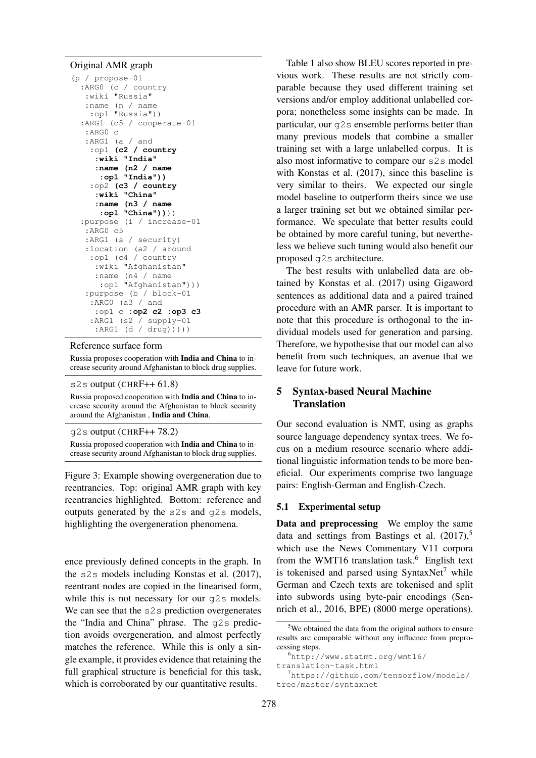Original AMR graph

```
(p / propose-01
  :ARG0 (c / country
   :wiki "Russia"
   :name (n / name
    :op1 "Russia"))
  :ARG1 (c5 / cooperate-01
   :ARG0 c
   :ARG1 (a / and
    :op1 (c2 / country
     :wiki "India"
     :name (n2 / name
      :op1 "India"))
    :op2 (c3 / country
     :wiki "China"
     :name (n3 / name
      :op1 "China"))))
  :purpose (i / increase-01
   :ARG0 c5
   :ARG1 (s / security)
   :location (a2 / around
    :op1 (c4 / country
     :wiki "Afghanistan"
     :name (n4 / name
      :op1 "Afghanistan")))
   :purpose (b / block-01
    :ARG0 (a3 / and
     :op1 c :op2 c2 :op3 c3
    :ARG1 (s2 / supply-01
     :ARG1 (d / drug)))))
```

Reference surface form

Russia proposes cooperation with **India and China** to increase security around Afghanistan to block drug supplies.

`s2s` output (CHRF++ 61.8)

Russia proposed cooperation with **India and China** to increase security around the Afghanistan to block security around the Afghanistan , **India and China**.

`g2s` output (CHRF++ 78.2)

Russia proposed cooperation with **India and China** to increase security around Afghanistan to block drug supplies.

Figure 3: Example showing overgeneration due to reentrancies. Top: original AMR graph with key reentrancies highlighted. Bottom: reference and outputs generated by the `s2s` and `g2s` models, highlighting the overgeneration phenomena.

ence previously defined concepts in the graph. In the `s2s` models including Konstas et al. (2017), reentrant nodes are copied in the linearised form, while this is not necessary for our `g2s` models. We can see that the `s2s` prediction overgenerates the "India and China" phrase. The `g2s` prediction avoids overgeneration, and almost perfectly matches the reference. While this is only a single example, it provides evidence that retaining the full graphical structure is beneficial for this task, which is corroborated by our quantitative results.

Table 1 also show BLEU scores reported in previous work. These results are not strictly comparable because they used different training set versions and/or employ additional unlabelled corpora; nonetheless some insights can be made. In particular, our `g2s` ensemble performs better than many previous models that combine a smaller training set with a large unlabelled corpus. It is also most informative to compare our `s2s` model with Konstas et al. (2017), since this baseline is very similar to theirs. We expected our single model baseline to outperform theirs since we use a larger training set but we obtained similar performance. We speculate that better results could be obtained by more careful tuning, but nevertheless we believe such tuning would also benefit our proposed `g2s` architecture.

The best results with unlabelled data are obtained by Konstas et al. (2017) using Gigaword sentences as additional data and a paired trained procedure with an AMR parser. It is important to note that this procedure is orthogonal to the individual models used for generation and parsing. Therefore, we hypothesise that our model can also benefit from such techniques, an avenue that we leave for future work.

## 5 Syntax-based Neural Machine Translation

Our second evaluation is NMT, using as graphs source language dependency syntax trees. We focus on a medium resource scenario where additional linguistic information tends to be more beneficial. Our experiments comprise two language pairs: English-German and English-Czech.

### 5.1 Experimental setup

**Data and preprocessing** We employ the same data and settings from Bastings et al. (2017),[5] which use the News Commentary V11 corpora from the WMT16 translation task.[6] English text is tokenised and parsed using SyntaxNet[7] while German and Czech texts are tokenised and split into subwords using byte-pair encodings (Sennrich et al., 2016, BPE) (8000 merge operations).

[5] We obtained the data from the original authors to ensure results are comparable without any influence from preprocessing steps.

[6] http://www.statmt.org/wmt16/translation-task.html

[7] https://github.com/tensorflow/models/tree/master/syntaxnet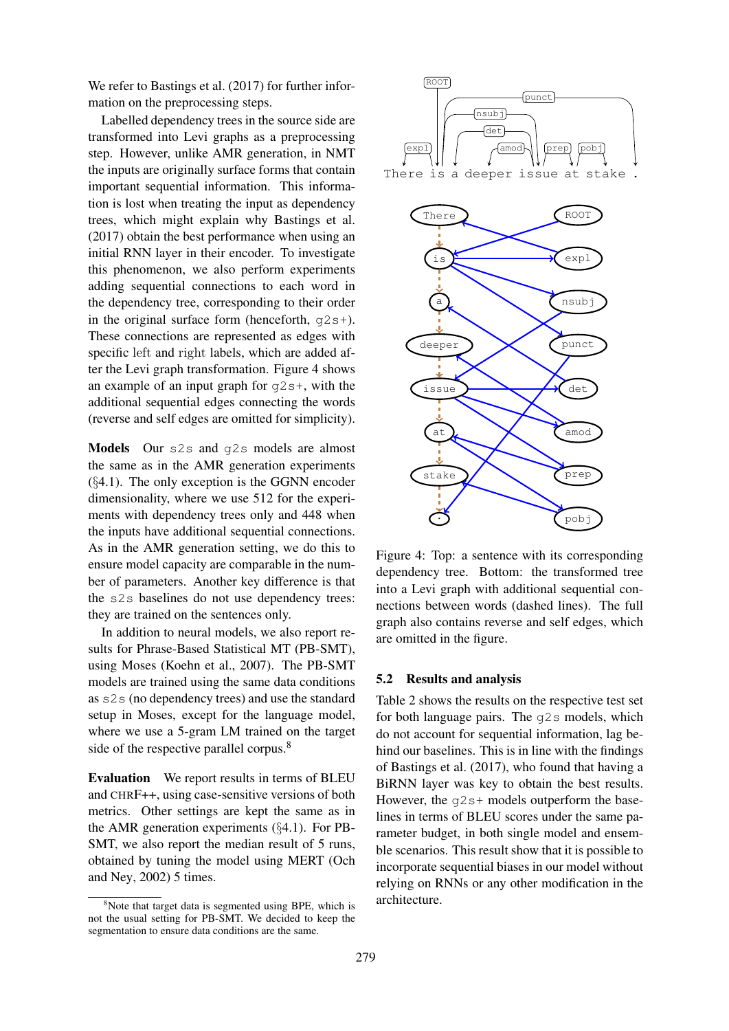We refer to Bastings et al. (2017) for further information on the preprocessing steps.

Labelled dependency trees in the source side are transformed into Levi graphs as a preprocessing step. However, unlike AMR generation, in NMT the inputs are originally surface forms that contain important sequential information. This information is lost when treating the input as dependency trees, which might explain why Bastings et al. (2017) obtain the best performance when using an initial RNN layer in their encoder. To investigate this phenomenon, we also perform experiments adding sequential connections to each word in the dependency tree, corresponding to their order in the original surface form (henceforth, g2s+). These connections are represented as edges with specific left and right labels, which are added after the Levi graph transformation. Figure 4 shows an example of an input graph for g2s+, with the additional sequential edges connecting the words (reverse and self edges are omitted for simplicity).

**Models** Our s2s and g2s models are almost the same as in the AMR generation experiments (§4.1). The only exception is the GGNN encoder dimensionality, where we use 512 for the experiments with dependency trees only and 448 when the inputs have additional sequential connections. As in the AMR generation setting, we do this to ensure model capacity are comparable in the number of parameters. Another key difference is that the s2s baselines do not use dependency trees: they are trained on the sentences only.

In addition to neural models, we also report results for Phrase-Based Statistical MT (PB-SMT), using Moses (Koehn et al., 2007). The PB-SMT models are trained using the same data conditions as s2s (no dependency trees) and use the standard setup in Moses, except for the language model, where we use a 5-gram LM trained on the target side of the respective parallel corpus.[8]

**Evaluation** We report results in terms of BLEU and CHRF++, using case-sensitive versions of both metrics. Other settings are kept the same as in the AMR generation experiments (§4.1). For PB-SMT, we also report the median result of 5 runs, obtained by tuning the model using MERT (Och and Ney, 2002) 5 times.

[8]Note that target data is segmented using BPE, which is not the usual setting for PB-SMT. We decided to keep the segmentation to ensure data conditions are the same.

Figure 4: Top: a sentence with its corresponding dependency tree. Bottom: the transformed tree into a Levi graph with additional sequential connections between words (dashed lines). The full graph also contains reverse and self edges, which are omitted in the figure.

## 5.2 Results and analysis

Table 2 shows the results on the respective test set for both language pairs. The g2s models, which do not account for sequential information, lag behind our baselines. This is in line with the findings of Bastings et al. (2017), who found that having a BiRNN layer was key to obtain the best results. However, the g2s+ models outperform the baselines in terms of BLEU scores under the same parameter budget, in both single model and ensemble scenarios. This result show that it is possible to incorporate sequential biases in our model without relying on RNNs or any other modification in the architecture.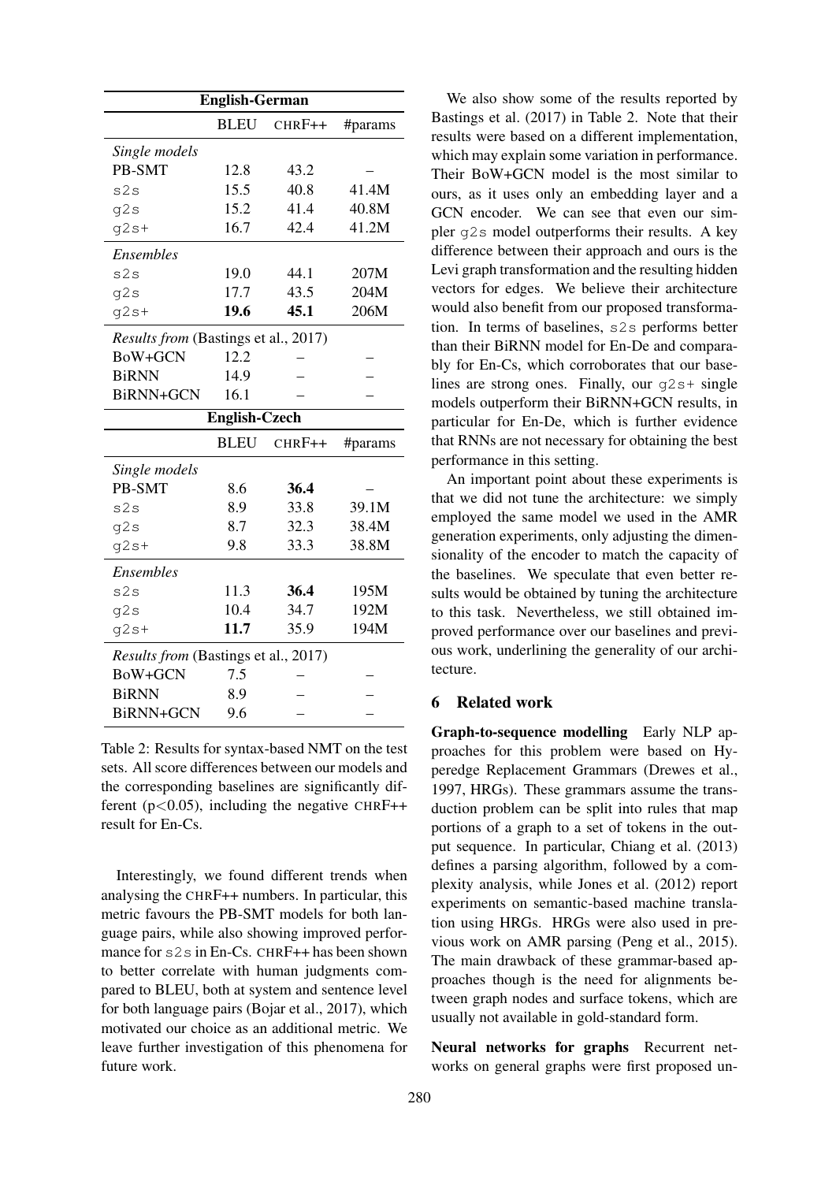| English-German | | | |
|---|---|---|---|
| | BLEU | CHRF++ | #params |
| *Single models* | | | |
| PB-SMT | 12.8 | 43.2 | – |
| s2s | 15.5 | 40.8 | 41.4M |
| g2s | 15.2 | 41.4 | 40.8M |
| g2s+ | 16.7 | 42.4 | 41.2M |
| *Ensembles* | | | |
| s2s | 19.0 | 44.1 | 207M |
| g2s | 17.7 | 43.5 | 204M |
| g2s+ | **19.6** | **45.1** | 206M |
| *Results from* (Bastings et al., 2017) | | | |
| BoW+GCN | 12.2 | – | – |
| BiRNN | 14.9 | – | – |
| BiRNN+GCN | 16.1 | – | – |

| English-Czech | | | |
|---|---|---|---|
| | BLEU | CHRF++ | #params |
| *Single models* | | | |
| PB-SMT | 8.6 | **36.4** | – |
| s2s | 8.9 | 33.8 | 39.1M |
| g2s | 8.7 | 32.3 | 38.4M |
| g2s+ | 9.8 | 33.3 | 38.8M |
| *Ensembles* | | | |
| s2s | 11.3 | **36.4** | 195M |
| g2s | 10.4 | 34.7 | 192M |
| g2s+ | **11.7** | 35.9 | 194M |
| *Results from* (Bastings et al., 2017) | | | |
| BoW+GCN | 7.5 | – | – |
| BiRNN | 8.9 | – | – |
| BiRNN+GCN | 9.6 | – | – |

Table 2: Results for syntax-based NMT on the test sets. All score differences between our models and the corresponding baselines are significantly different ($p<0.05$), including the negative CHRF++ result for En-Cs.

Interestingly, we found different trends when analysing the CHRF++ numbers. In particular, this metric favours the PB-SMT models for both language pairs, while also showing improved performance for s2s in En-Cs. CHRF++ has been shown to better correlate with human judgments compared to BLEU, both at system and sentence level for both language pairs (Bojar et al., 2017), which motivated our choice as an additional metric. We leave further investigation of this phenomena for future work.

We also show some of the results reported by Bastings et al. (2017) in Table 2. Note that their results were based on a different implementation, which may explain some variation in performance. Their BoW+GCN model is the most similar to ours, as it uses only an embedding layer and a GCN encoder. We can see that even our simpler g2s model outperforms their results. A key difference between their approach and ours is the Levi graph transformation and the resulting hidden vectors for edges. We believe their architecture would also benefit from our proposed transformation. In terms of baselines, s2s performs better than their BiRNN model for En-De and comparably for En-Cs, which corroborates that our baselines are strong ones. Finally, our g2s+ single models outperform their BiRNN+GCN results, in particular for En-De, which is further evidence that RNNs are not necessary for obtaining the best performance in this setting.

An important point about these experiments is that we did not tune the architecture: we simply employed the same model we used in the AMR generation experiments, only adjusting the dimensionality of the encoder to match the capacity of the baselines. We speculate that even better results would be obtained by tuning the architecture to this task. Nevertheless, we still obtained improved performance over our baselines and previous work, underlining the generality of our architecture.

## 6 Related work

**Graph-to-sequence modelling** Early NLP approaches for this problem were based on Hyperedge Replacement Grammars (Drewes et al., 1997, HRGs). These grammars assume the transduction problem can be split into rules that map portions of a graph to a set of tokens in the output sequence. In particular, Chiang et al. (2013) defines a parsing algorithm, followed by a complexity analysis, while Jones et al. (2012) report experiments on semantic-based machine translation using HRGs. HRGs were also used in previous work on AMR parsing (Peng et al., 2015). The main drawback of these grammar-based approaches though is the need for alignments between graph nodes and surface tokens, which are usually not available in gold-standard form.

**Neural networks for graphs** Recurrent networks on general graphs were first proposed un-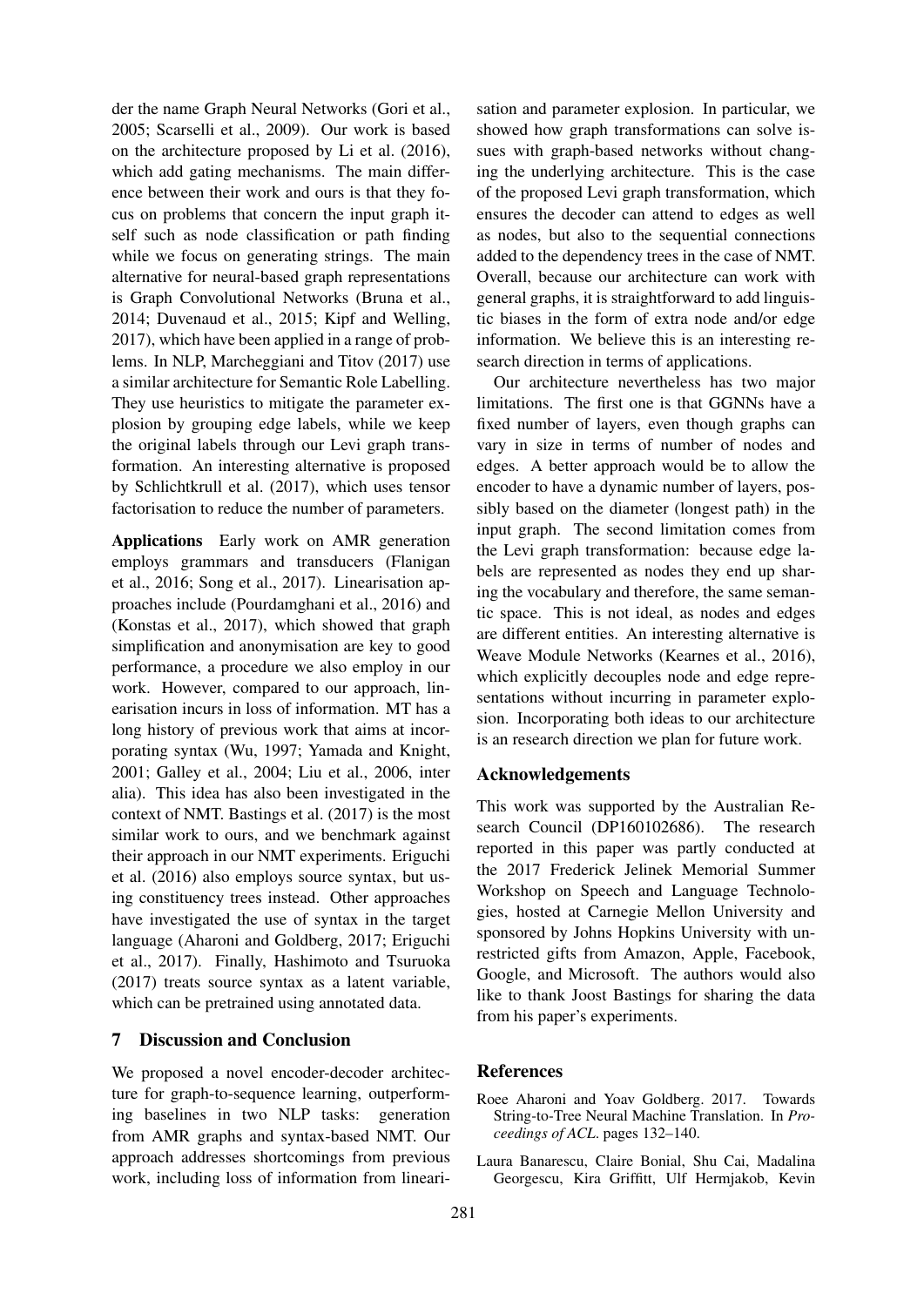der the name Graph Neural Networks (Gori et al., 2005; Scarselli et al., 2009). Our work is based on the architecture proposed by Li et al. (2016), which add gating mechanisms. The main difference between their work and ours is that they focus on problems that concern the input graph itself such as node classification or path finding while we focus on generating strings. The main alternative for neural-based graph representations is Graph Convolutional Networks (Bruna et al., 2014; Duvenaud et al., 2015; Kipf and Welling, 2017), which have been applied in a range of problems. In NLP, Marcheggiani and Titov (2017) use a similar architecture for Semantic Role Labelling. They use heuristics to mitigate the parameter explosion by grouping edge labels, while we keep the original labels through our Levi graph transformation. An interesting alternative is proposed by Schlichtkrull et al. (2017), which uses tensor factorisation to reduce the number of parameters.

**Applications** Early work on AMR generation employs grammars and transducers (Flanigan et al., 2016; Song et al., 2017). Linearisation approaches include (Pourdamghani et al., 2016) and (Konstas et al., 2017), which showed that graph simplification and anonymisation are key to good performance, a procedure we also employ in our work. However, compared to our approach, linearisation incurs in loss of information. MT has a long history of previous work that aims at incorporating syntax (Wu, 1997; Yamada and Knight, 2001; Galley et al., 2004; Liu et al., 2006, inter alia). This idea has also been investigated in the context of NMT. Bastings et al. (2017) is the most similar work to ours, and we benchmark against their approach in our NMT experiments. Eriguchi et al. (2016) also employs source syntax, but using constituency trees instead. Other approaches have investigated the use of syntax in the target language (Aharoni and Goldberg, 2017; Eriguchi et al., 2017). Finally, Hashimoto and Tsuruoka (2017) treats source syntax as a latent variable, which can be pretrained using annotated data.

## 7 Discussion and Conclusion

We proposed a novel encoder-decoder architecture for graph-to-sequence learning, outperforming baselines in two NLP tasks: generation from AMR graphs and syntax-based NMT. Our approach addresses shortcomings from previous work, including loss of information from linearisation and parameter explosion. In particular, we showed how graph transformations can solve issues with graph-based networks without changing the underlying architecture. This is the case of the proposed Levi graph transformation, which ensures the decoder can attend to edges as well as nodes, but also to the sequential connections added to the dependency trees in the case of NMT. Overall, because our architecture can work with general graphs, it is straightforward to add linguistic biases in the form of extra node and/or edge information. We believe this is an interesting research direction in terms of applications.

Our architecture nevertheless has two major limitations. The first one is that GGNNs have a fixed number of layers, even though graphs can vary in size in terms of number of nodes and edges. A better approach would be to allow the encoder to have a dynamic number of layers, possibly based on the diameter (longest path) in the input graph. The second limitation comes from the Levi graph transformation: because edge labels are represented as nodes they end up sharing the vocabulary and therefore, the same semantic space. This is not ideal, as nodes and edges are different entities. An interesting alternative is Weave Module Networks (Kearnes et al., 2016), which explicitly decouples node and edge representations without incurring in parameter explosion. Incorporating both ideas to our architecture is an research direction we plan for future work.

## Acknowledgements

This work was supported by the Australian Research Council (DP160102686). The research reported in this paper was partly conducted at the 2017 Frederick Jelinek Memorial Summer Workshop on Speech and Language Technologies, hosted at Carnegie Mellon University and sponsored by Johns Hopkins University with unrestricted gifts from Amazon, Apple, Facebook, Google, and Microsoft. The authors would also like to thank Joost Bastings for sharing the data from his paper's experiments.

## References

Roee Aharoni and Yoav Goldberg. 2017. Towards String-to-Tree Neural Machine Translation. In *Proceedings of ACL*. pages 132–140.

Laura Banarescu, Claire Bonial, Shu Cai, Madalina Georgescu, Kira Griffitt, Ulf Hermjakob, Kevin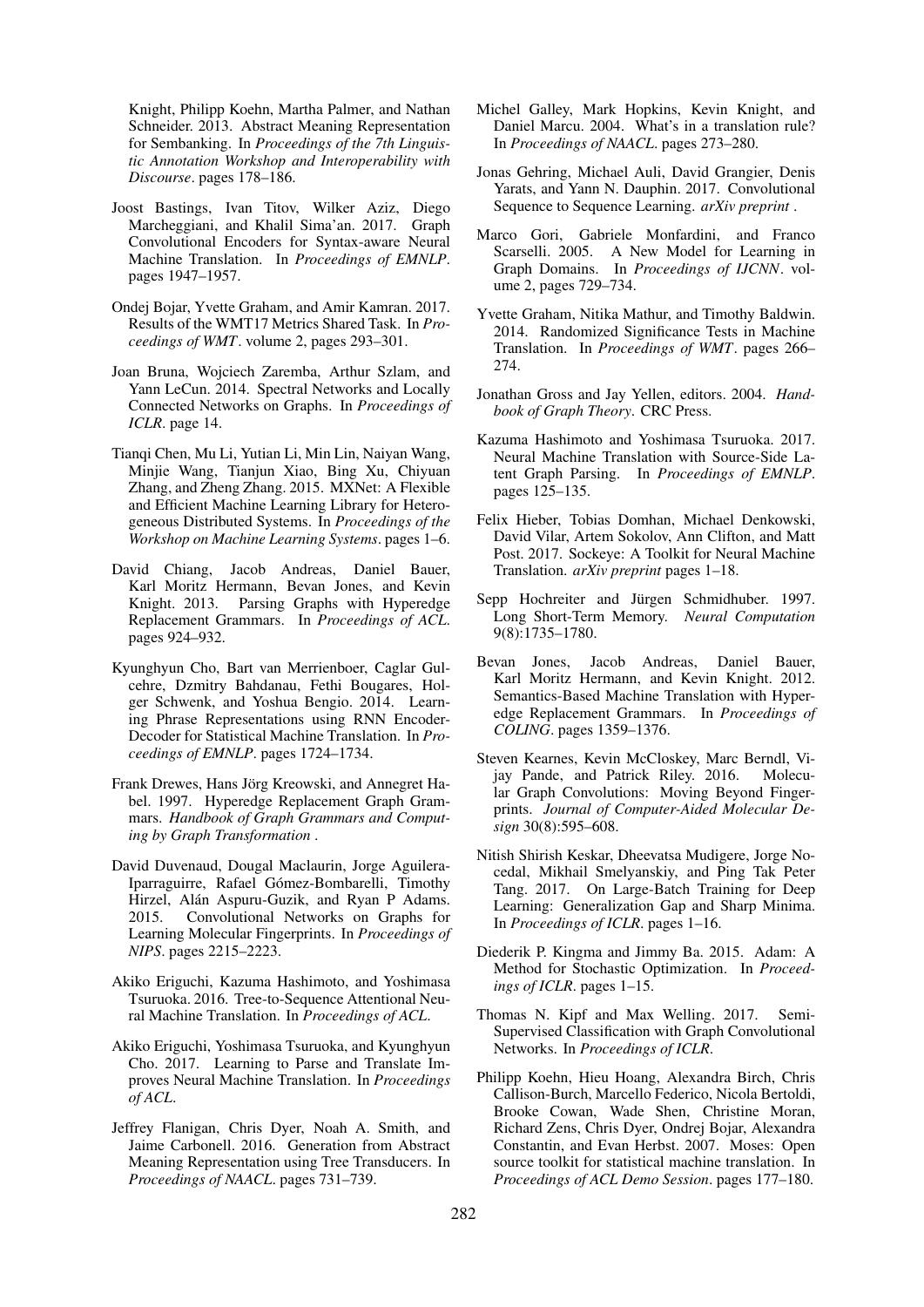Knight, Philipp Koehn, Martha Palmer, and Nathan Schneider. 2013. Abstract Meaning Representation for Sembanking. In *Proceedings of the 7th Linguistic Annotation Workshop and Interoperability with Discourse*. pages 178–186.

Joost Bastings, Ivan Titov, Wilker Aziz, Diego Marcheggiani, and Khalil Sima'an. 2017. Graph Convolutional Encoders for Syntax-aware Neural Machine Translation. In *Proceedings of EMNLP*. pages 1947–1957.

Ondej Bojar, Yvette Graham, and Amir Kamran. 2017. Results of the WMT17 Metrics Shared Task. In *Proceedings of WMT*. volume 2, pages 293–301.

Joan Bruna, Wojciech Zaremba, Arthur Szlam, and Yann LeCun. 2014. Spectral Networks and Locally Connected Networks on Graphs. In *Proceedings of ICLR*. page 14.

Tianqi Chen, Mu Li, Yutian Li, Min Lin, Naiyan Wang, Minjie Wang, Tianjun Xiao, Bing Xu, Chiyuan Zhang, and Zheng Zhang. 2015. MXNet: A Flexible and Efficient Machine Learning Library for Heterogeneous Distributed Systems. In *Proceedings of the Workshop on Machine Learning Systems*. pages 1–6.

David Chiang, Jacob Andreas, Daniel Bauer, Karl Moritz Hermann, Bevan Jones, and Kevin Knight. 2013. Parsing Graphs with Hyperedge Replacement Grammars. In *Proceedings of ACL*. pages 924–932.

Kyunghyun Cho, Bart van Merrienboer, Caglar Gulcehre, Dzmitry Bahdanau, Fethi Bougares, Holger Schwenk, and Yoshua Bengio. 2014. Learning Phrase Representations using RNN Encoder-Decoder for Statistical Machine Translation. In *Proceedings of EMNLP*. pages 1724–1734.

Frank Drewes, Hans Jörg Kreowski, and Annegret Habel. 1997. Hyperedge Replacement Graph Grammars. *Handbook of Graph Grammars and Computing by Graph Transformation* .

David Duvenaud, Dougal Maclaurin, Jorge Aguilera-Iparraguirre, Rafael Gómez-Bombarelli, Timothy Hirzel, Alán Aspuru-Guzik, and Ryan P Adams. 2015. Convolutional Networks on Graphs for Learning Molecular Fingerprints. In *Proceedings of NIPS*. pages 2215–2223.

Akiko Eriguchi, Kazuma Hashimoto, and Yoshimasa Tsuruoka. 2016. Tree-to-Sequence Attentional Neural Machine Translation. In *Proceedings of ACL*.

Akiko Eriguchi, Yoshimasa Tsuruoka, and Kyunghyun Cho. 2017. Learning to Parse and Translate Improves Neural Machine Translation. In *Proceedings of ACL*.

Jeffrey Flanigan, Chris Dyer, Noah A. Smith, and Jaime Carbonell. 2016. Generation from Abstract Meaning Representation using Tree Transducers. In *Proceedings of NAACL*. pages 731–739.

Michel Galley, Mark Hopkins, Kevin Knight, and Daniel Marcu. 2004. What's in a translation rule? In *Proceedings of NAACL*. pages 273–280.

Jonas Gehring, Michael Auli, David Grangier, Denis Yarats, and Yann N. Dauphin. 2017. Convolutional Sequence to Sequence Learning. *arXiv preprint* .

Marco Gori, Gabriele Monfardini, and Franco Scarselli. 2005. A New Model for Learning in Graph Domains. In *Proceedings of IJCNN*. volume 2, pages 729–734.

Yvette Graham, Nitika Mathur, and Timothy Baldwin. 2014. Randomized Significance Tests in Machine Translation. In *Proceedings of WMT*. pages 266–274.

Jonathan Gross and Jay Yellen, editors. 2004. *Handbook of Graph Theory*. CRC Press.

Kazuma Hashimoto and Yoshimasa Tsuruoka. 2017. Neural Machine Translation with Source-Side Latent Graph Parsing. In *Proceedings of EMNLP*. pages 125–135.

Felix Hieber, Tobias Domhan, Michael Denkowski, David Vilar, Artem Sokolov, Ann Clifton, and Matt Post. 2017. Sockeye: A Toolkit for Neural Machine Translation. *arXiv preprint* pages 1–18.

Sepp Hochreiter and Jürgen Schmidhuber. 1997. Long Short-Term Memory. *Neural Computation* 9(8):1735–1780.

Bevan Jones, Jacob Andreas, Daniel Bauer, Karl Moritz Hermann, and Kevin Knight. 2012. Semantics-Based Machine Translation with Hyperedge Replacement Grammars. In *Proceedings of COLING*. pages 1359–1376.

Steven Kearnes, Kevin McCloskey, Marc Berndl, Vijay Pande, and Patrick Riley. 2016. Molecular Graph Convolutions: Moving Beyond Fingerprints. *Journal of Computer-Aided Molecular Design* 30(8):595–608.

Nitish Shirish Keskar, Dheevatsa Mudigere, Jorge Nocedal, Mikhail Smelyanskiy, and Ping Tak Peter Tang. 2017. On Large-Batch Training for Deep Learning: Generalization Gap and Sharp Minima. In *Proceedings of ICLR*. pages 1–16.

Diederik P. Kingma and Jimmy Ba. 2015. Adam: A Method for Stochastic Optimization. In *Proceedings of ICLR*. pages 1–15.

Thomas N. Kipf and Max Welling. 2017. Semi-Supervised Classification with Graph Convolutional Networks. In *Proceedings of ICLR*.

Philipp Koehn, Hieu Hoang, Alexandra Birch, Chris Callison-Burch, Marcello Federico, Nicola Bertoldi, Brooke Cowan, Wade Shen, Christine Moran, Richard Zens, Chris Dyer, Ondrej Bojar, Alexandra Constantin, and Evan Herbst. 2007. Moses: Open source toolkit for statistical machine translation. In *Proceedings of ACL Demo Session*. pages 177–180.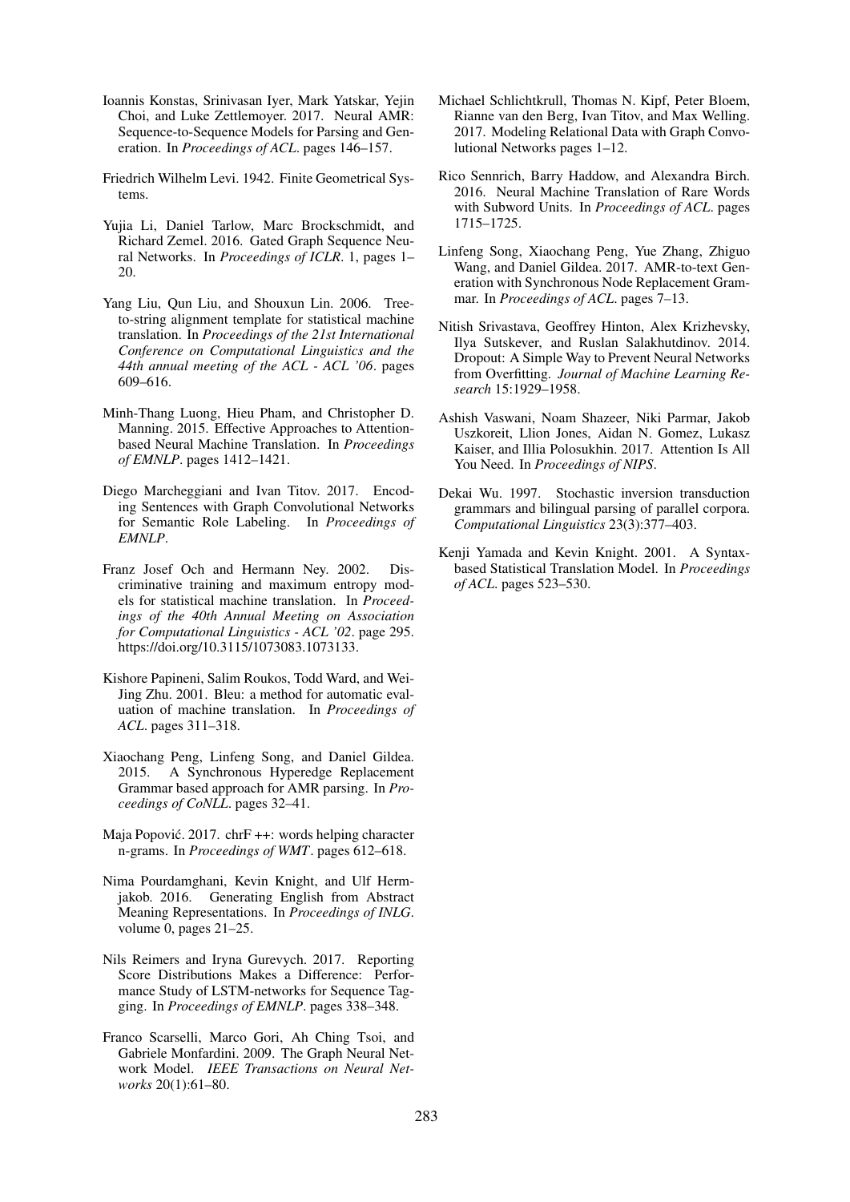Ioannis Konstas, Srinivasan Iyer, Mark Yatskar, Yejin Choi, and Luke Zettlemoyer. 2017. Neural AMR: Sequence-to-Sequence Models for Parsing and Generation. In *Proceedings of ACL*. pages 146–157.

Friedrich Wilhelm Levi. 1942. Finite Geometrical Systems.

Yujia Li, Daniel Tarlow, Marc Brockschmidt, and Richard Zemel. 2016. Gated Graph Sequence Neural Networks. In *Proceedings of ICLR*. 1, pages 1–20.

Yang Liu, Qun Liu, and Shouxun Lin. 2006. Tree-to-string alignment template for statistical machine translation. In *Proceedings of the 21st International Conference on Computational Linguistics and the 44th annual meeting of the ACL - ACL '06*. pages 609–616.

Minh-Thang Luong, Hieu Pham, and Christopher D. Manning. 2015. Effective Approaches to Attention-based Neural Machine Translation. In *Proceedings of EMNLP*. pages 1412–1421.

Diego Marcheggiani and Ivan Titov. 2017. Encoding Sentences with Graph Convolutional Networks for Semantic Role Labeling. In *Proceedings of EMNLP*.

Franz Josef Och and Hermann Ney. 2002. Discriminative training and maximum entropy models for statistical machine translation. In *Proceedings of the 40th Annual Meeting on Association for Computational Linguistics - ACL '02*. page 295. https://doi.org/10.3115/1073083.1073133.

Kishore Papineni, Salim Roukos, Todd Ward, and Wei-Jing Zhu. 2001. Bleu: a method for automatic evaluation of machine translation. In *Proceedings of ACL*. pages 311–318.

Xiaochang Peng, Linfeng Song, and Daniel Gildea. 2015. A Synchronous Hyperedge Replacement Grammar based approach for AMR parsing. In *Proceedings of CoNLL*. pages 32–41.

Maja Popović. 2017. chrF ++: words helping character n-grams. In *Proceedings of WMT*. pages 612–618.

Nima Pourdamghani, Kevin Knight, and Ulf Hermjakob. 2016. Generating English from Abstract Meaning Representations. In *Proceedings of INLG*. volume 0, pages 21–25.

Nils Reimers and Iryna Gurevych. 2017. Reporting Score Distributions Makes a Difference: Performance Study of LSTM-networks for Sequence Tagging. In *Proceedings of EMNLP*. pages 338–348.

Franco Scarselli, Marco Gori, Ah Ching Tsoi, and Gabriele Monfardini. 2009. The Graph Neural Network Model. *IEEE Transactions on Neural Networks* 20(1):61–80.

Michael Schlichtkrull, Thomas N. Kipf, Peter Bloem, Rianne van den Berg, Ivan Titov, and Max Welling. 2017. Modeling Relational Data with Graph Convolutional Networks pages 1–12.

Rico Sennrich, Barry Haddow, and Alexandra Birch. 2016. Neural Machine Translation of Rare Words with Subword Units. In *Proceedings of ACL*. pages 1715–1725.

Linfeng Song, Xiaochang Peng, Yue Zhang, Zhiguo Wang, and Daniel Gildea. 2017. AMR-to-text Generation with Synchronous Node Replacement Grammar. In *Proceedings of ACL*. pages 7–13.

Nitish Srivastava, Geoffrey Hinton, Alex Krizhevsky, Ilya Sutskever, and Ruslan Salakhutdinov. 2014. Dropout: A Simple Way to Prevent Neural Networks from Overfitting. *Journal of Machine Learning Research* 15:1929–1958.

Ashish Vaswani, Noam Shazeer, Niki Parmar, Jakob Uszkoreit, Llion Jones, Aidan N. Gomez, Lukasz Kaiser, and Illia Polosukhin. 2017. Attention Is All You Need. In *Proceedings of NIPS*.

Dekai Wu. 1997. Stochastic inversion transduction grammars and bilingual parsing of parallel corpora. *Computational Linguistics* 23(3):377–403.

Kenji Yamada and Kevin Knight. 2001. A Syntax-based Statistical Translation Model. In *Proceedings of ACL*. pages 523–530.